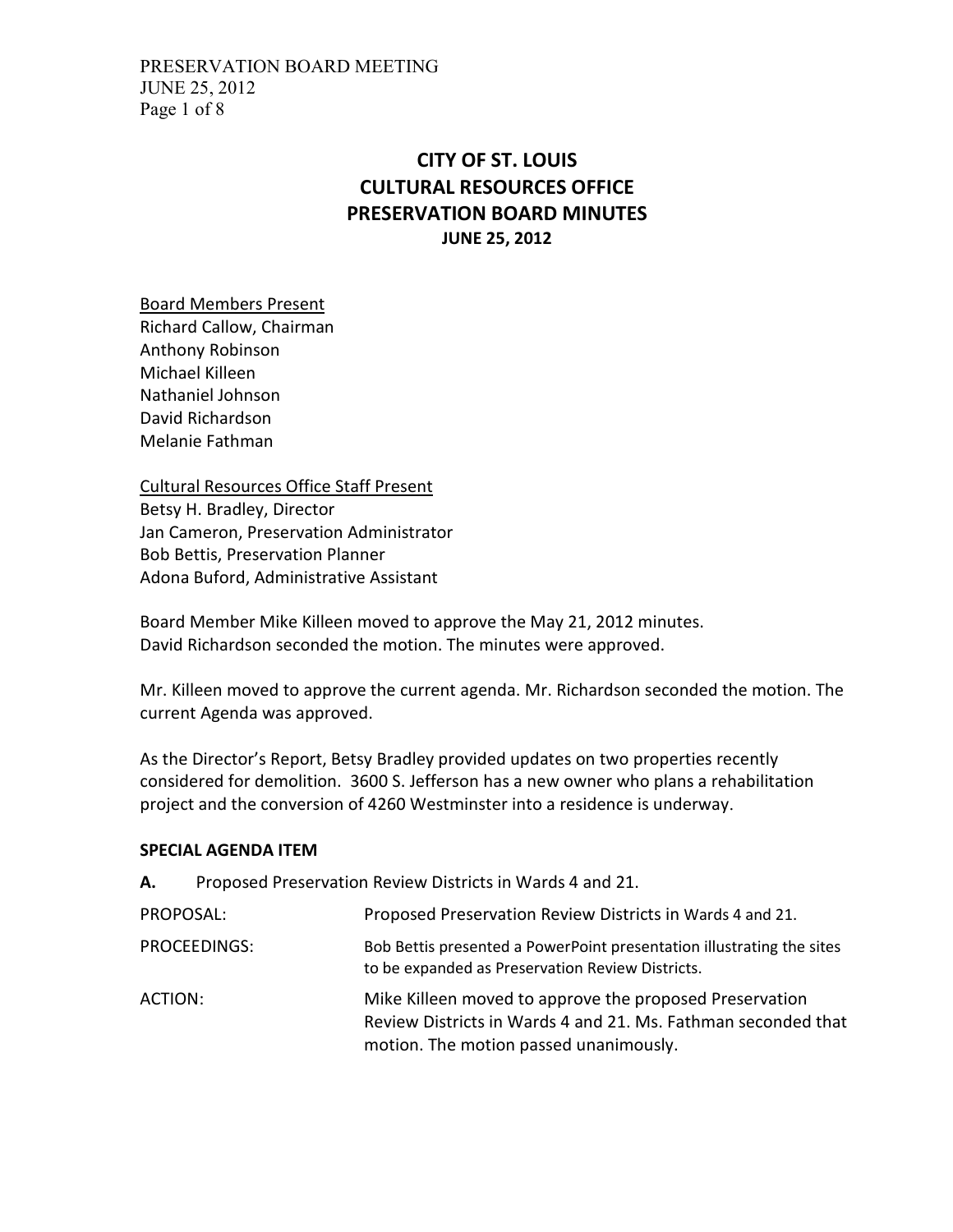# CITY OF ST. LOUIS
# CULTURAL RESOURCES OFFICE
# PRESERVATION BOARD MINUTES
### JUNE 25, 2012

Board Members Present
Richard Callow, Chairman
Anthony Robinson
Michael Killeen
Nathaniel Johnson
David Richardson
Melanie Fathman

Cultural Resources Office Staff Present
Betsy H. Bradley, Director
Jan Cameron, Preservation Administrator
Bob Bettis, Preservation Planner
Adona Buford, Administrative Assistant

Board Member Mike Killeen moved to approve the May 21, 2012 minutes. David Richardson seconded the motion. The minutes were approved.

Mr. Killeen moved to approve the current agenda. Mr. Richardson seconded the motion. The current Agenda was approved.

As the Director's Report, Betsy Bradley provided updates on two properties recently considered for demolition. 3600 S. Jefferson has a new owner who plans a rehabilitation project and the conversion of 4260 Westminster into a residence is underway.

**SPECIAL AGENDA ITEM**

**A.** Proposed Preservation Review Districts in Wards 4 and 21.

PROPOSAL: Proposed Preservation Review Districts in Wards 4 and 21.

PROCEEDINGS: Bob Bettis presented a PowerPoint presentation illustrating the sites to be expanded as Preservation Review Districts.

ACTION: Mike Killeen moved to approve the proposed Preservation Review Districts in Wards 4 and 21. Ms. Fathman seconded that motion. The motion passed unanimously.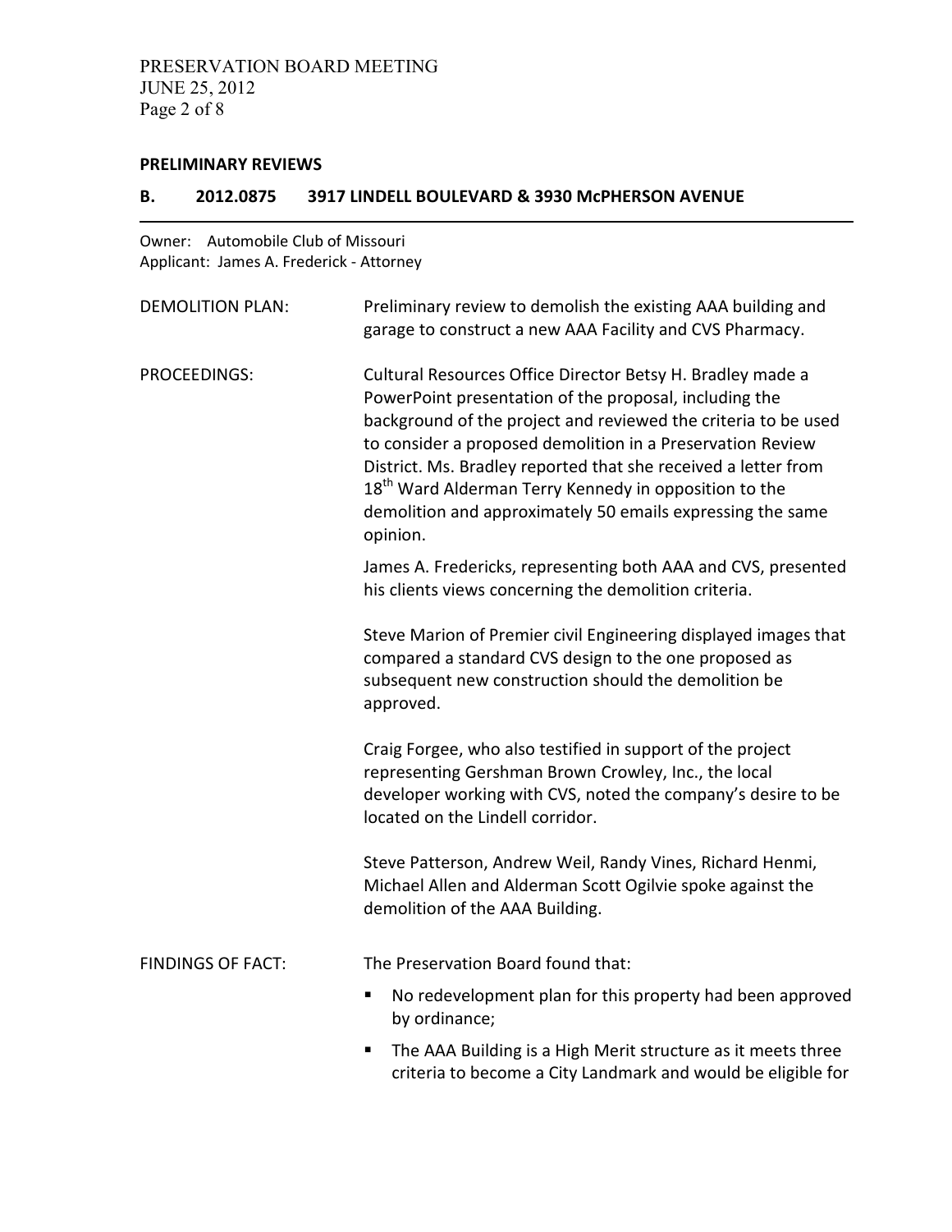**PRELIMINARY REVIEWS**

**B. 2012.0875 3917 LINDELL BOULEVARD & 3930 McPHERSON AVENUE**

Owner: Automobile Club of Missouri
Applicant: James A. Frederick - Attorney

DEMOLITION PLAN: Preliminary review to demolish the existing AAA building and garage to construct a new AAA Facility and CVS Pharmacy.

PROCEEDINGS: Cultural Resources Office Director Betsy H. Bradley made a PowerPoint presentation of the proposal, including the background of the project and reviewed the criteria to be used to consider a proposed demolition in a Preservation Review District. Ms. Bradley reported that she received a letter from 18th Ward Alderman Terry Kennedy in opposition to the demolition and approximately 50 emails expressing the same opinion.

James A. Fredericks, representing both AAA and CVS, presented his clients views concerning the demolition criteria.

Steve Marion of Premier civil Engineering displayed images that compared a standard CVS design to the one proposed as subsequent new construction should the demolition be approved.

Craig Forgee, who also testified in support of the project representing Gershman Brown Crowley, Inc., the local developer working with CVS, noted the company's desire to be located on the Lindell corridor.

Steve Patterson, Andrew Weil, Randy Vines, Richard Henmi, Michael Allen and Alderman Scott Ogilvie spoke against the demolition of the AAA Building.

FINDINGS OF FACT: The Preservation Board found that:

- No redevelopment plan for this property had been approved by ordinance;
- The AAA Building is a High Merit structure as it meets three criteria to become a City Landmark and would be eligible for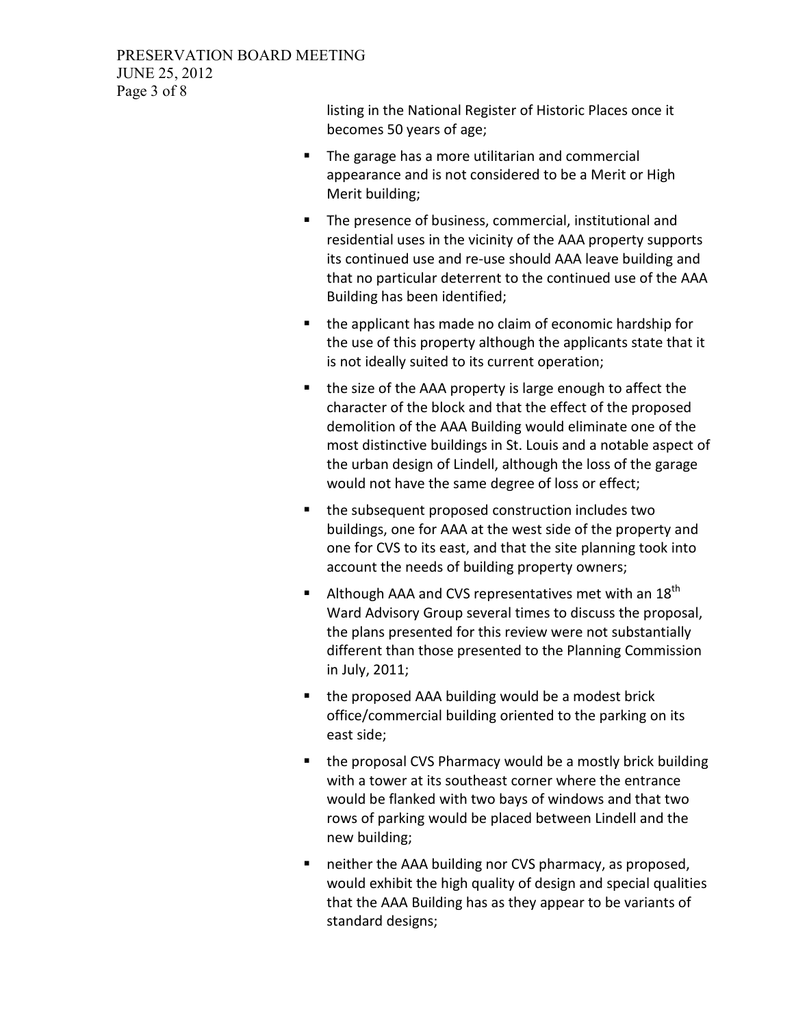listing in the National Register of Historic Places once it becomes 50 years of age;

- The garage has a more utilitarian and commercial appearance and is not considered to be a Merit or High Merit building;
- The presence of business, commercial, institutional and residential uses in the vicinity of the AAA property supports its continued use and re-use should AAA leave building and that no particular deterrent to the continued use of the AAA Building has been identified;
- the applicant has made no claim of economic hardship for the use of this property although the applicants state that it is not ideally suited to its current operation;
- the size of the AAA property is large enough to affect the character of the block and that the effect of the proposed demolition of the AAA Building would eliminate one of the most distinctive buildings in St. Louis and a notable aspect of the urban design of Lindell, although the loss of the garage would not have the same degree of loss or effect;
- the subsequent proposed construction includes two buildings, one for AAA at the west side of the property and one for CVS to its east, and that the site planning took into account the needs of building property owners;
- Although AAA and CVS representatives met with an 18th Ward Advisory Group several times to discuss the proposal, the plans presented for this review were not substantially different than those presented to the Planning Commission in July, 2011;
- the proposed AAA building would be a modest brick office/commercial building oriented to the parking on its east side;
- the proposal CVS Pharmacy would be a mostly brick building with a tower at its southeast corner where the entrance would be flanked with two bays of windows and that two rows of parking would be placed between Lindell and the new building;
- neither the AAA building nor CVS pharmacy, as proposed, would exhibit the high quality of design and special qualities that the AAA Building has as they appear to be variants of standard designs;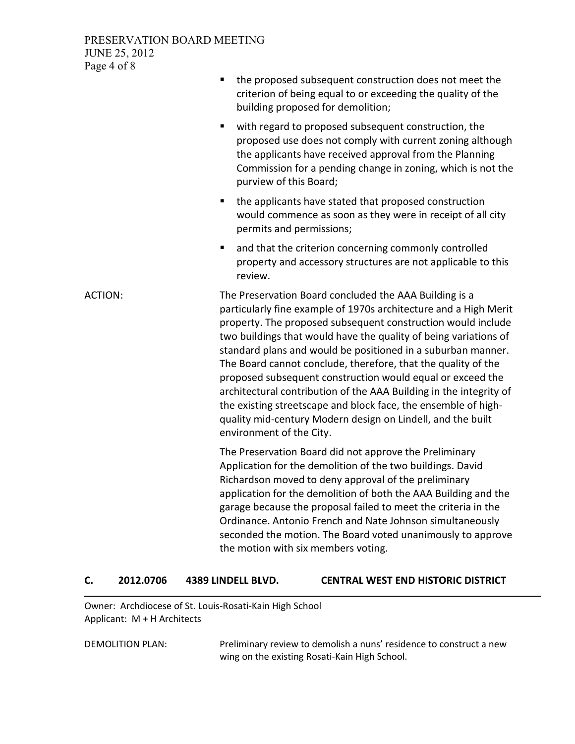- the proposed subsequent construction does not meet the criterion of being equal to or exceeding the quality of the building proposed for demolition;
- with regard to proposed subsequent construction, the proposed use does not comply with current zoning although the applicants have received approval from the Planning Commission for a pending change in zoning, which is not the purview of this Board;
- the applicants have stated that proposed construction would commence as soon as they were in receipt of all city permits and permissions;
- and that the criterion concerning commonly controlled property and accessory structures are not applicable to this review.

ACTION: The Preservation Board concluded the AAA Building is a particularly fine example of 1970s architecture and a High Merit property. The proposed subsequent construction would include two buildings that would have the quality of being variations of standard plans and would be positioned in a suburban manner. The Board cannot conclude, therefore, that the quality of the proposed subsequent construction would equal or exceed the architectural contribution of the AAA Building in the integrity of the existing streetscape and block face, the ensemble of high-quality mid-century Modern design on Lindell, and the built environment of the City.

The Preservation Board did not approve the Preliminary Application for the demolition of the two buildings. David Richardson moved to deny approval of the preliminary application for the demolition of both the AAA Building and the garage because the proposal failed to meet the criteria in the Ordinance. Antonio French and Nate Johnson simultaneously seconded the motion. The Board voted unanimously to approve the motion with six members voting.

## C. 2012.0706 4389 LINDELL BLVD. CENTRAL WEST END HISTORIC DISTRICT

Owner: Archdiocese of St. Louis-Rosati-Kain High School
Applicant: M + H Architects

DEMOLITION PLAN: Preliminary review to demolish a nuns' residence to construct a new wing on the existing Rosati-Kain High School.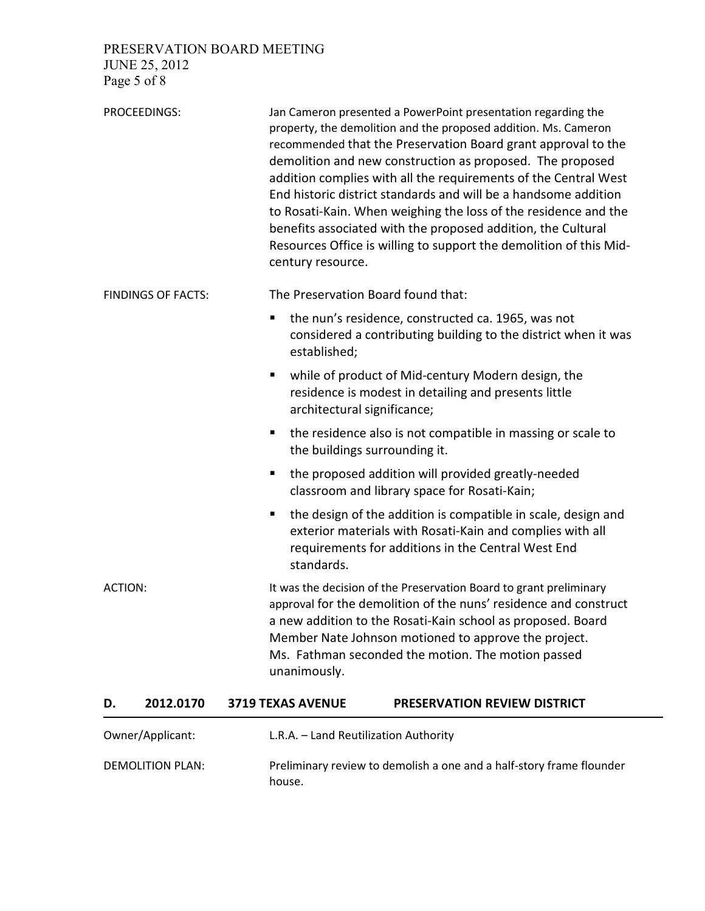PROCEEDINGS: Jan Cameron presented a PowerPoint presentation regarding the property, the demolition and the proposed addition. Ms. Cameron recommended that the Preservation Board grant approval to the demolition and new construction as proposed. The proposed addition complies with all the requirements of the Central West End historic district standards and will be a handsome addition to Rosati-Kain. When weighing the loss of the residence and the benefits associated with the proposed addition, the Cultural Resources Office is willing to support the demolition of this Mid-century resource.

FINDINGS OF FACTS: The Preservation Board found that:

- the nun's residence, constructed ca. 1965, was not considered a contributing building to the district when it was established;
- while of product of Mid-century Modern design, the residence is modest in detailing and presents little architectural significance;
- the residence also is not compatible in massing or scale to the buildings surrounding it.
- the proposed addition will provided greatly-needed classroom and library space for Rosati-Kain;
- the design of the addition is compatible in scale, design and exterior materials with Rosati-Kain and complies with all requirements for additions in the Central West End standards.

ACTION: It was the decision of the Preservation Board to grant preliminary approval for the demolition of the nuns' residence and construct a new addition to the Rosati-Kain school as proposed. Board Member Nate Johnson motioned to approve the project. Ms. Fathman seconded the motion. The motion passed unanimously.

## D. 2012.0170 3719 TEXAS AVENUE PRESERVATION REVIEW DISTRICT

Owner/Applicant: L.R.A. – Land Reutilization Authority

DEMOLITION PLAN: Preliminary review to demolish a one and a half-story frame flounder house.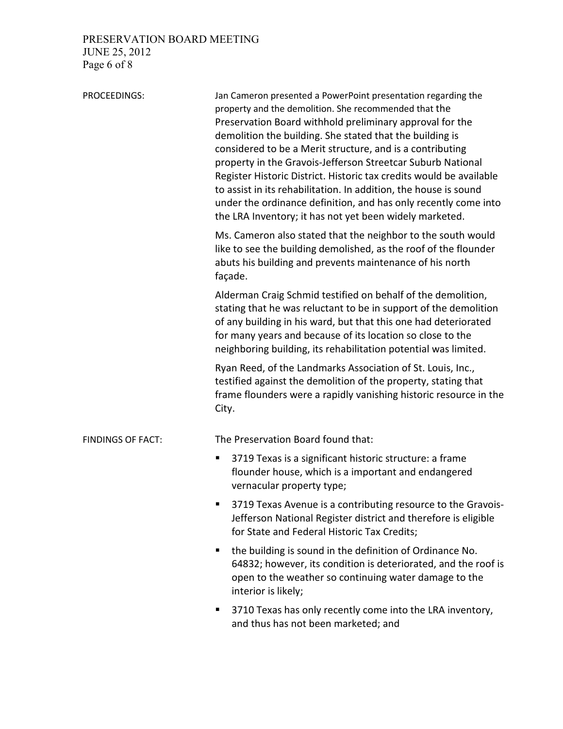PROCEEDINGS:

Jan Cameron presented a PowerPoint presentation regarding the property and the demolition. She recommended that the Preservation Board withhold preliminary approval for the demolition the building. She stated that the building is considered to be a Merit structure, and is a contributing property in the Gravois-Jefferson Streetcar Suburb National Register Historic District. Historic tax credits would be available to assist in its rehabilitation. In addition, the house is sound under the ordinance definition, and has only recently come into the LRA Inventory; it has not yet been widely marketed.

Ms. Cameron also stated that the neighbor to the south would like to see the building demolished, as the roof of the flounder abuts his building and prevents maintenance of his north façade.

Alderman Craig Schmid testified on behalf of the demolition, stating that he was reluctant to be in support of the demolition of any building in his ward, but that this one had deteriorated for many years and because of its location so close to the neighboring building, its rehabilitation potential was limited.

Ryan Reed, of the Landmarks Association of St. Louis, Inc., testified against the demolition of the property, stating that frame flounders were a rapidly vanishing historic resource in the City.

FINDINGS OF FACT:

The Preservation Board found that:

- 3719 Texas is a significant historic structure: a frame flounder house, which is a important and endangered vernacular property type;
- 3719 Texas Avenue is a contributing resource to the Gravois-Jefferson National Register district and therefore is eligible for State and Federal Historic Tax Credits;
- the building is sound in the definition of Ordinance No. 64832; however, its condition is deteriorated, and the roof is open to the weather so continuing water damage to the interior is likely;
- 3710 Texas has only recently come into the LRA inventory, and thus has not been marketed; and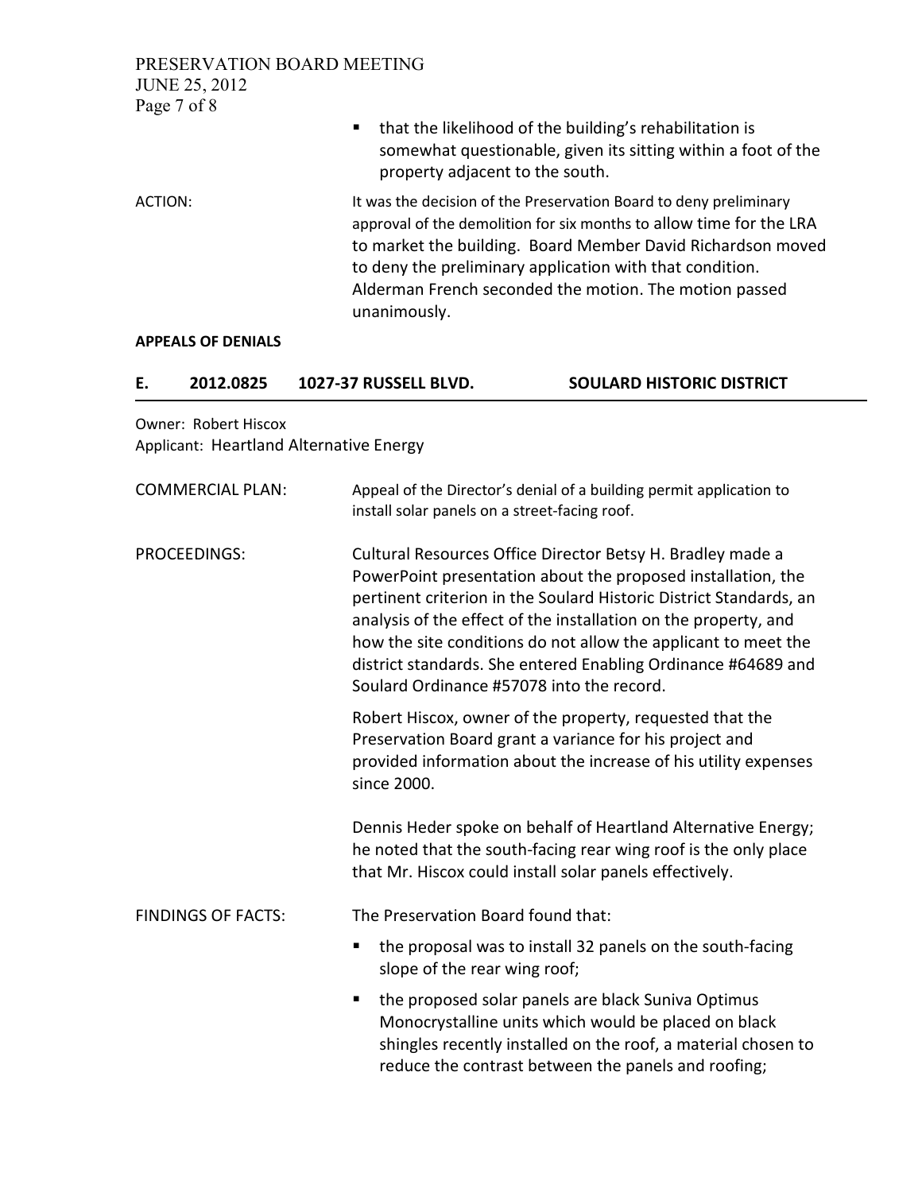- that the likelihood of the building's rehabilitation is somewhat questionable, given its sitting within a foot of the property adjacent to the south.

ACTION: It was the decision of the Preservation Board to deny preliminary approval of the demolition for six months to allow time for the LRA to market the building. Board Member David Richardson moved to deny the preliminary application with that condition. Alderman French seconded the motion. The motion passed unanimously.

**APPEALS OF DENIALS**

## E. 2012.0825 1027-37 RUSSELL BLVD. SOULARD HISTORIC DISTRICT

Owner: Robert Hiscox
Applicant: Heartland Alternative Energy

COMMERCIAL PLAN: Appeal of the Director's denial of a building permit application to install solar panels on a street-facing roof.

PROCEEDINGS: Cultural Resources Office Director Betsy H. Bradley made a PowerPoint presentation about the proposed installation, the pertinent criterion in the Soulard Historic District Standards, an analysis of the effect of the installation on the property, and how the site conditions do not allow the applicant to meet the district standards. She entered Enabling Ordinance #64689 and Soulard Ordinance #57078 into the record.

Robert Hiscox, owner of the property, requested that the Preservation Board grant a variance for his project and provided information about the increase of his utility expenses since 2000.

Dennis Heder spoke on behalf of Heartland Alternative Energy; he noted that the south-facing rear wing roof is the only place that Mr. Hiscox could install solar panels effectively.

FINDINGS OF FACTS: The Preservation Board found that:

- the proposal was to install 32 panels on the south-facing slope of the rear wing roof;
- the proposed solar panels are black Suniva Optimus Monocrystalline units which would be placed on black shingles recently installed on the roof, a material chosen to reduce the contrast between the panels and roofing;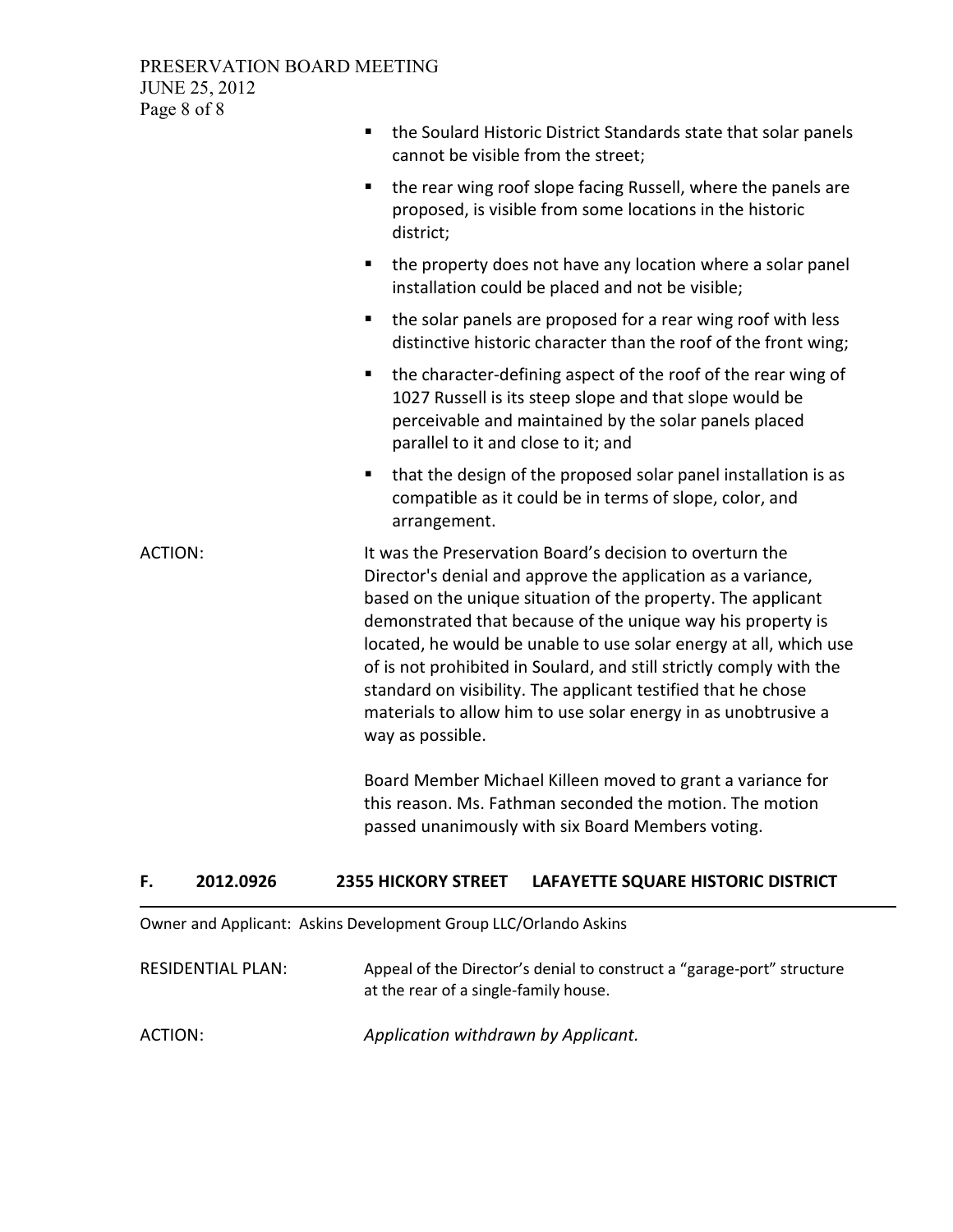- the Soulard Historic District Standards state that solar panels cannot be visible from the street;
- the rear wing roof slope facing Russell, where the panels are proposed, is visible from some locations in the historic district;
- the property does not have any location where a solar panel installation could be placed and not be visible;
- the solar panels are proposed for a rear wing roof with less distinctive historic character than the roof of the front wing;
- the character-defining aspect of the roof of the rear wing of 1027 Russell is its steep slope and that slope would be perceivable and maintained by the solar panels placed parallel to it and close to it; and
- that the design of the proposed solar panel installation is as compatible as it could be in terms of slope, color, and arrangement.

ACTION: It was the Preservation Board's decision to overturn the Director's denial and approve the application as a variance, based on the unique situation of the property. The applicant demonstrated that because of the unique way his property is located, he would be unable to use solar energy at all, which use of is not prohibited in Soulard, and still strictly comply with the standard on visibility. The applicant testified that he chose materials to allow him to use solar energy in as unobtrusive a way as possible.

Board Member Michael Killeen moved to grant a variance for this reason. Ms. Fathman seconded the motion. The motion passed unanimously with six Board Members voting.

## F. 2012.0926 2355 HICKORY STREET LAFAYETTE SQUARE HISTORIC DISTRICT

Owner and Applicant: Askins Development Group LLC/Orlando Askins

RESIDENTIAL PLAN: Appeal of the Director's denial to construct a "garage-port" structure at the rear of a single-family house.

ACTION: *Application withdrawn by Applicant.*